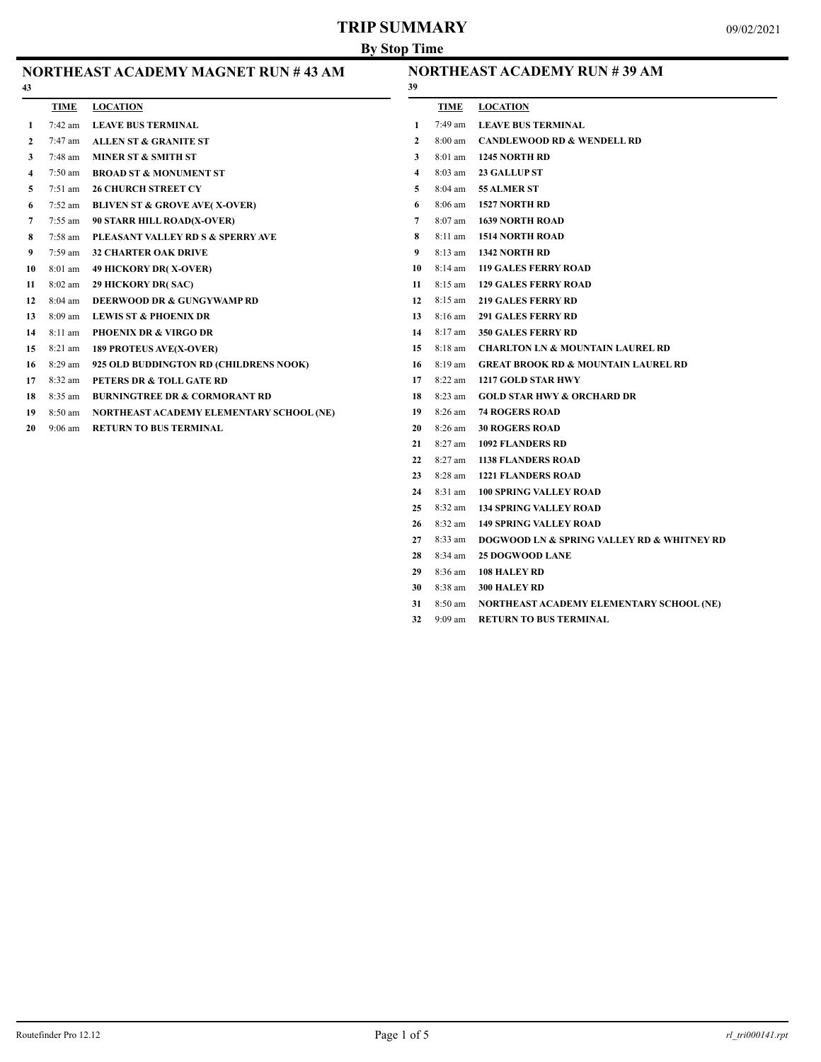# TRIP SUMMARY

**By Stop Time**

09/02/2021

## NORTHEAST ACADEMY MAGNET RUN # 43 AM

43

| | TIME | LOCATION |
|---|---|---|
| 1 | 7:42 am | LEAVE BUS TERMINAL |
| 2 | 7:47 am | ALLEN ST & GRANITE ST |
| 3 | 7:48 am | MINER ST & SMITH ST |
| 4 | 7:50 am | BROAD ST & MONUMENT ST |
| 5 | 7:51 am | 26 CHURCH STREET CY |
| 6 | 7:52 am | BLIVEN ST & GROVE AVE( X-OVER) |
| 7 | 7:55 am | 90 STARR HILL ROAD(X-OVER) |
| 8 | 7:58 am | PLEASANT VALLEY RD S & SPERRY AVE |
| 9 | 7:59 am | 32 CHARTER OAK DRIVE |
| 10 | 8:01 am | 49 HICKORY DR( X-OVER) |
| 11 | 8:02 am | 29 HICKORY DR( SAC) |
| 12 | 8:04 am | DEERWOOD DR & GUNGYWAMP RD |
| 13 | 8:09 am | LEWIS ST & PHOENIX DR |
| 14 | 8:11 am | PHOENIX DR & VIRGO DR |
| 15 | 8:21 am | 189 PROTEUS AVE(X-OVER) |
| 16 | 8:29 am | 925 OLD BUDDINGTON RD (CHILDRENS NOOK) |
| 17 | 8:32 am | PETERS DR & TOLL GATE RD |
| 18 | 8:35 am | BURNINGTREE DR & CORMORANT RD |
| 19 | 8:50 am | NORTHEAST ACADEMY ELEMENTARY SCHOOL (NE) |
| 20 | 9:06 am | RETURN TO BUS TERMINAL |

## NORTHEAST ACADEMY RUN # 39 AM

39

| | TIME | LOCATION |
|---|---|---|
| 1 | 7:49 am | LEAVE BUS TERMINAL |
| 2 | 8:00 am | CANDLEWOOD RD & WENDELL RD |
| 3 | 8:01 am | 1245 NORTH RD |
| 4 | 8:03 am | 23 GALLUP ST |
| 5 | 8:04 am | 55 ALMER ST |
| 6 | 8:06 am | 1527 NORTH RD |
| 7 | 8:07 am | 1639 NORTH ROAD |
| 8 | 8:11 am | 1514 NORTH ROAD |
| 9 | 8:13 am | 1342 NORTH RD |
| 10 | 8:14 am | 119 GALES FERRY ROAD |
| 11 | 8:15 am | 129 GALES FERRY ROAD |
| 12 | 8:15 am | 219 GALES FERRY RD |
| 13 | 8:16 am | 291 GALES FERRY RD |
| 14 | 8:17 am | 350 GALES FERRY RD |
| 15 | 8:18 am | CHARLTON LN & MOUNTAIN LAUREL RD |
| 16 | 8:19 am | GREAT BROOK RD & MOUNTAIN LAUREL RD |
| 17 | 8:22 am | 1217 GOLD STAR HWY |
| 18 | 8:23 am | GOLD STAR HWY & ORCHARD DR |
| 19 | 8:26 am | 74 ROGERS ROAD |
| 20 | 8:26 am | 30 ROGERS ROAD |
| 21 | 8:27 am | 1092 FLANDERS RD |
| 22 | 8:27 am | 1138 FLANDERS ROAD |
| 23 | 8:28 am | 1221 FLANDERS ROAD |
| 24 | 8:31 am | 100 SPRING VALLEY ROAD |
| 25 | 8:32 am | 134 SPRING VALLEY ROAD |
| 26 | 8:32 am | 149 SPRING VALLEY ROAD |
| 27 | 8:33 am | DOGWOOD LN & SPRING VALLEY RD & WHITNEY RD |
| 28 | 8:34 am | 25 DOGWOOD LANE |
| 29 | 8:36 am | 108 HALEY RD |
| 30 | 8:38 am | 300 HALEY RD |
| 31 | 8:50 am | NORTHEAST ACADEMY ELEMENTARY SCHOOL (NE) |
| 32 | 9:09 am | RETURN TO BUS TERMINAL |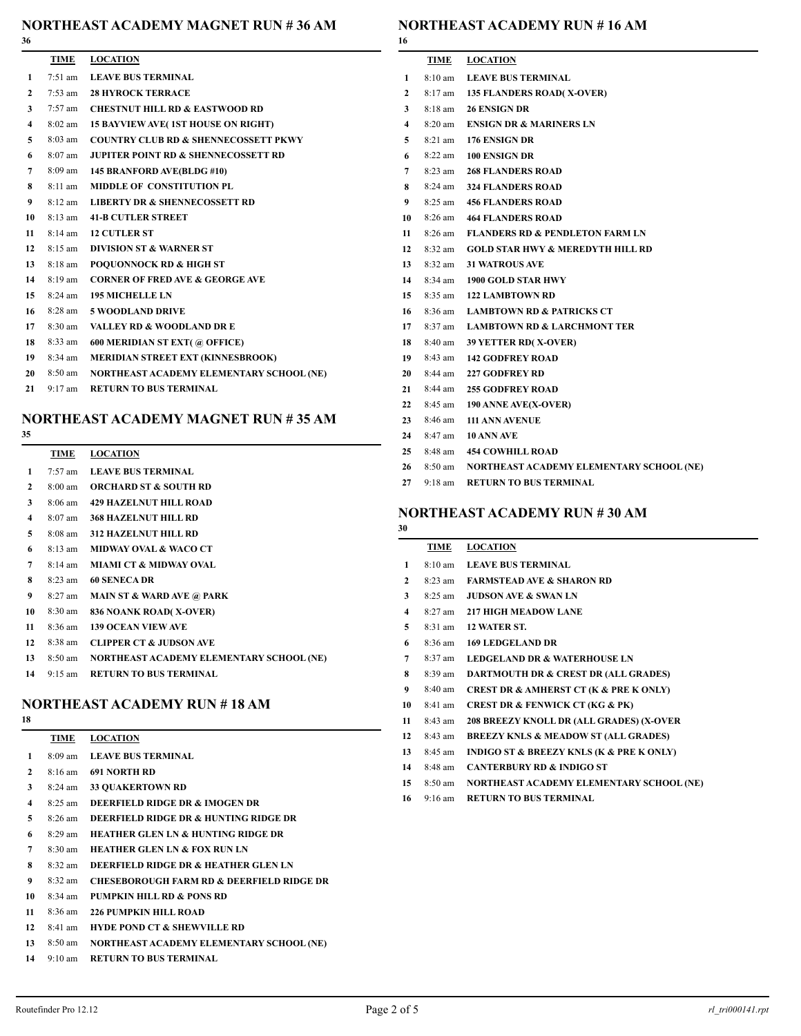## NORTHEAST ACADEMY MAGNET RUN # 36 AM

36

| | TIME | LOCATION |
|---|---|---|
| 1 | 7:51 am | LEAVE BUS TERMINAL |
| 2 | 7:53 am | 28 HYROCK TERRACE |
| 3 | 7:57 am | CHESTNUT HILL RD & EASTWOOD RD |
| 4 | 8:02 am | 15 BAYVIEW AVE( 1ST HOUSE ON RIGHT) |
| 5 | 8:03 am | COUNTRY CLUB RD & SHENNECOSSETT PKWY |
| 6 | 8:07 am | JUPITER POINT RD & SHENNECOSSETT RD |
| 7 | 8:09 am | 145 BRANFORD AVE(BLDG #10) |
| 8 | 8:11 am | MIDDLE OF CONSTITUTION PL |
| 9 | 8:12 am | LIBERTY DR & SHENNECOSSETT RD |
| 10 | 8:13 am | 41-B CUTLER STREET |
| 11 | 8:14 am | 12 CUTLER ST |
| 12 | 8:15 am | DIVISION ST & WARNER ST |
| 13 | 8:18 am | POQUONNOCK RD & HIGH ST |
| 14 | 8:19 am | CORNER OF FRED AVE & GEORGE AVE |
| 15 | 8:24 am | 195 MICHELLE LN |
| 16 | 8:28 am | 5 WOODLAND DRIVE |
| 17 | 8:30 am | VALLEY RD & WOODLAND DR E |
| 18 | 8:33 am | 600 MERIDIAN ST EXT( @ OFFICE) |
| 19 | 8:34 am | MERIDIAN STREET EXT (KINNESBROOK) |
| 20 | 8:50 am | NORTHEAST ACADEMY ELEMENTARY SCHOOL (NE) |
| 21 | 9:17 am | RETURN TO BUS TERMINAL |

## NORTHEAST ACADEMY MAGNET RUN # 35 AM

35

| | TIME | LOCATION |
|---|---|---|
| 1 | 7:57 am | LEAVE BUS TERMINAL |
| 2 | 8:00 am | ORCHARD ST & SOUTH RD |
| 3 | 8:06 am | 429 HAZELNUT HILL ROAD |
| 4 | 8:07 am | 368 HAZELNUT HILL RD |
| 5 | 8:08 am | 312 HAZELNUT HILL RD |
| 6 | 8:13 am | MIDWAY OVAL & WACO CT |
| 7 | 8:14 am | MIAMI CT & MIDWAY OVAL |
| 8 | 8:23 am | 60 SENECA DR |
| 9 | 8:27 am | MAIN ST & WARD AVE @ PARK |
| 10 | 8:30 am | 836 NOANK ROAD( X-OVER) |
| 11 | 8:36 am | 139 OCEAN VIEW AVE |
| 12 | 8:38 am | CLIPPER CT & JUDSON AVE |
| 13 | 8:50 am | NORTHEAST ACADEMY ELEMENTARY SCHOOL (NE) |
| 14 | 9:15 am | RETURN TO BUS TERMINAL |

## NORTHEAST ACADEMY RUN # 18 AM

18

| | TIME | LOCATION |
|---|---|---|
| 1 | 8:09 am | LEAVE BUS TERMINAL |
| 2 | 8:16 am | 691 NORTH RD |
| 3 | 8:24 am | 33 QUAKERTOWN RD |
| 4 | 8:25 am | DEERFIELD RIDGE DR & IMOGEN DR |
| 5 | 8:26 am | DEERFIELD RIDGE DR & HUNTING RIDGE DR |
| 6 | 8:29 am | HEATHER GLEN LN & HUNTING RIDGE DR |
| 7 | 8:30 am | HEATHER GLEN LN & FOX RUN LN |
| 8 | 8:32 am | DEERFIELD RIDGE DR & HEATHER GLEN LN |
| 9 | 8:32 am | CHESEBOROUGH FARM RD & DEERFIELD RIDGE DR |
| 10 | 8:34 am | PUMPKIN HILL RD & PONS RD |
| 11 | 8:36 am | 226 PUMPKIN HILL ROAD |
| 12 | 8:41 am | HYDE POND CT & SHEWVILLE RD |
| 13 | 8:50 am | NORTHEAST ACADEMY ELEMENTARY SCHOOL (NE) |
| 14 | 9:10 am | RETURN TO BUS TERMINAL |

## NORTHEAST ACADEMY RUN # 16 AM

16

| | TIME | LOCATION |
|---|---|---|
| 1 | 8:10 am | LEAVE BUS TERMINAL |
| 2 | 8:17 am | 135 FLANDERS ROAD( X-OVER) |
| 3 | 8:18 am | 26 ENSIGN DR |
| 4 | 8:20 am | ENSIGN DR & MARINERS LN |
| 5 | 8:21 am | 176 ENSIGN DR |
| 6 | 8:22 am | 100 ENSIGN DR |
| 7 | 8:23 am | 268 FLANDERS ROAD |
| 8 | 8:24 am | 324 FLANDERS ROAD |
| 9 | 8:25 am | 456 FLANDERS ROAD |
| 10 | 8:26 am | 464 FLANDERS ROAD |
| 11 | 8:26 am | FLANDERS RD & PENDLETON FARM LN |
| 12 | 8:32 am | GOLD STAR HWY & MEREDYTH HILL RD |
| 13 | 8:32 am | 31 WATROUS AVE |
| 14 | 8:34 am | 1900 GOLD STAR HWY |
| 15 | 8:35 am | 122 LAMBTOWN RD |
| 16 | 8:36 am | LAMBTOWN RD & PATRICKS CT |
| 17 | 8:37 am | LAMBTOWN RD & LARCHMONT TER |
| 18 | 8:40 am | 39 YETTER RD( X-OVER) |
| 19 | 8:43 am | 142 GODFREY ROAD |
| 20 | 8:44 am | 227 GODFREY RD |
| 21 | 8:44 am | 255 GODFREY ROAD |
| 22 | 8:45 am | 190 ANNE AVE(X-OVER) |
| 23 | 8:46 am | 111 ANN AVENUE |
| 24 | 8:47 am | 10 ANN AVE |
| 25 | 8:48 am | 454 COWHILL ROAD |
| 26 | 8:50 am | NORTHEAST ACADEMY ELEMENTARY SCHOOL (NE) |
| 27 | 9:18 am | RETURN TO BUS TERMINAL |

## NORTHEAST ACADEMY RUN # 30 AM

30

| | TIME | LOCATION |
|---|---|---|
| 1 | 8:10 am | LEAVE BUS TERMINAL |
| 2 | 8:23 am | FARMSTEAD AVE & SHARON RD |
| 3 | 8:25 am | JUDSON AVE & SWAN LN |
| 4 | 8:27 am | 217 HIGH MEADOW LANE |
| 5 | 8:31 am | 12 WATER ST. |
| 6 | 8:36 am | 169 LEDGELAND DR |
| 7 | 8:37 am | LEDGELAND DR & WATERHOUSE LN |
| 8 | 8:39 am | DARTMOUTH DR & CREST DR (ALL GRADES) |
| 9 | 8:40 am | CREST DR & AMHERST CT (K & PRE K ONLY) |
| 10 | 8:41 am | CREST DR & FENWICK CT (KG & PK) |
| 11 | 8:43 am | 208 BREEZY KNOLL DR (ALL GRADES) (X-OVER |
| 12 | 8:43 am | BREEZY KNLS & MEADOW ST (ALL GRADES) |
| 13 | 8:45 am | INDIGO ST & BREEZY KNLS (K & PRE K ONLY) |
| 14 | 8:48 am | CANTERBURY RD & INDIGO ST |
| 15 | 8:50 am | NORTHEAST ACADEMY ELEMENTARY SCHOOL (NE) |
| 16 | 9:16 am | RETURN TO BUS TERMINAL |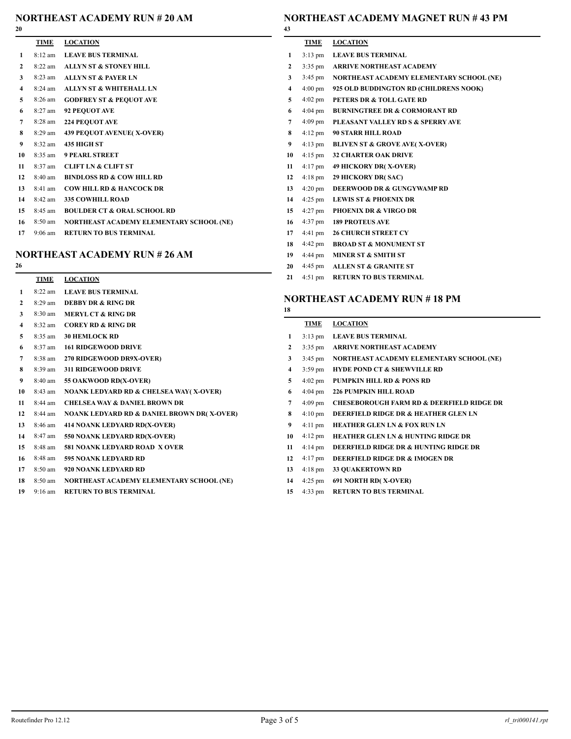## NORTHEAST ACADEMY RUN # 20 AM

20

| | TIME | LOCATION |
|---|---|---|
| 1 | 8:12 am | LEAVE BUS TERMINAL |
| 2 | 8:22 am | ALLYN ST & STONEY HILL |
| 3 | 8:23 am | ALLYN ST & PAYER LN |
| 4 | 8:24 am | ALLYN ST & WHITEHALL LN |
| 5 | 8:26 am | GODFREY ST & PEQUOT AVE |
| 6 | 8:27 am | 92 PEQUOT AVE |
| 7 | 8:28 am | 224 PEQUOT AVE |
| 8 | 8:29 am | 439 PEQUOT AVENUE( X-OVER) |
| 9 | 8:32 am | 435 HIGH ST |
| 10 | 8:35 am | 9 PEARL STREET |
| 11 | 8:37 am | CLIFT LN & CLIFT ST |
| 12 | 8:40 am | BINDLOSS RD & COW HILL RD |
| 13 | 8:41 am | COW HILL RD & HANCOCK DR |
| 14 | 8:42 am | 335 COWHILL ROAD |
| 15 | 8:45 am | BOULDER CT & ORAL SCHOOL RD |
| 16 | 8:50 am | NORTHEAST ACADEMY ELEMENTARY SCHOOL (NE) |
| 17 | 9:06 am | RETURN TO BUS TERMINAL |

## NORTHEAST ACADEMY RUN # 26 AM

26

| | TIME | LOCATION |
|---|---|---|
| 1 | 8:22 am | LEAVE BUS TERMINAL |
| 2 | 8:29 am | DEBBY DR & RING DR |
| 3 | 8:30 am | MERYL CT & RING DR |
| 4 | 8:32 am | COREY RD & RING DR |
| 5 | 8:35 am | 30 HEMLOCK RD |
| 6 | 8:37 am | 161 RIDGEWOOD DRIVE |
| 7 | 8:38 am | 270 RIDGEWOOD DR9X-OVER) |
| 8 | 8:39 am | 311 RIDGEWOOD DRIVE |
| 9 | 8:40 am | 55 OAKWOOD RD(X-OVER) |
| 10 | 8:43 am | NOANK LEDYARD RD & CHELSEA WAY( X-OVER) |
| 11 | 8:44 am | CHELSEA WAY & DANIEL BROWN DR |
| 12 | 8:44 am | NOANK LEDYARD RD & DANIEL BROWN DR( X-OVER) |
| 13 | 8:46 am | 414 NOANK LEDYARD RD(X-OVER) |
| 14 | 8:47 am | 550 NOANK LEDYARD RD(X-OVER) |
| 15 | 8:48 am | 581 NOANK LEDYARD ROAD X OVER |
| 16 | 8:48 am | 595 NOANK LEDYARD RD |
| 17 | 8:50 am | 920 NOANK LEDYARD RD |
| 18 | 8:50 am | NORTHEAST ACADEMY ELEMENTARY SCHOOL (NE) |
| 19 | 9:16 am | RETURN TO BUS TERMINAL |

## NORTHEAST ACADEMY MAGNET RUN # 43 PM

43

| | TIME | LOCATION |
|---|---|---|
| 1 | 3:13 pm | LEAVE BUS TERMINAL |
| 2 | 3:35 pm | ARRIVE NORTHEAST ACADEMY |
| 3 | 3:45 pm | NORTHEAST ACADEMY ELEMENTARY SCHOOL (NE) |
| 4 | 4:00 pm | 925 OLD BUDDINGTON RD (CHILDRENS NOOK) |
| 5 | 4:02 pm | PETERS DR & TOLL GATE RD |
| 6 | 4:04 pm | BURNINGTREE DR & CORMORANT RD |
| 7 | 4:09 pm | PLEASANT VALLEY RD S & SPERRY AVE |
| 8 | 4:12 pm | 90 STARR HILL ROAD |
| 9 | 4:13 pm | BLIVEN ST & GROVE AVE( X-OVER) |
| 10 | 4:15 pm | 32 CHARTER OAK DRIVE |
| 11 | 4:17 pm | 49 HICKORY DR( X-OVER) |
| 12 | 4:18 pm | 29 HICKORY DR( SAC) |
| 13 | 4:20 pm | DEERWOOD DR & GUNGYWAMP RD |
| 14 | 4:25 pm | LEWIS ST & PHOENIX DR |
| 15 | 4:27 pm | PHOENIX DR & VIRGO DR |
| 16 | 4:37 pm | 189 PROTEUS AVE |
| 17 | 4:41 pm | 26 CHURCH STREET CY |
| 18 | 4:42 pm | BROAD ST & MONUMENT ST |
| 19 | 4:44 pm | MINER ST & SMITH ST |
| 20 | 4:45 pm | ALLEN ST & GRANITE ST |
| 21 | 4:51 pm | RETURN TO BUS TERMINAL |

## NORTHEAST ACADEMY RUN # 18 PM

18

| | TIME | LOCATION |
|---|---|---|
| 1 | 3:13 pm | LEAVE BUS TERMINAL |
| 2 | 3:35 pm | ARRIVE NORTHEAST ACADEMY |
| 3 | 3:45 pm | NORTHEAST ACADEMY ELEMENTARY SCHOOL (NE) |
| 4 | 3:59 pm | HYDE POND CT & SHEWVILLE RD |
| 5 | 4:02 pm | PUMPKIN HILL RD & PONS RD |
| 6 | 4:04 pm | 226 PUMPKIN HILL ROAD |
| 7 | 4:09 pm | CHESEBOROUGH FARM RD & DEERFIELD RIDGE DR |
| 8 | 4:10 pm | DEERFIELD RIDGE DR & HEATHER GLEN LN |
| 9 | 4:11 pm | HEATHER GLEN LN & FOX RUN LN |
| 10 | 4:12 pm | HEATHER GLEN LN & HUNTING RIDGE DR |
| 11 | 4:14 pm | DEERFIELD RIDGE DR & HUNTING RIDGE DR |
| 12 | 4:17 pm | DEERFIELD RIDGE DR & IMOGEN DR |
| 13 | 4:18 pm | 33 QUAKERTOWN RD |
| 14 | 4:25 pm | 691 NORTH RD( X-OVER) |
| 15 | 4:33 pm | RETURN TO BUS TERMINAL |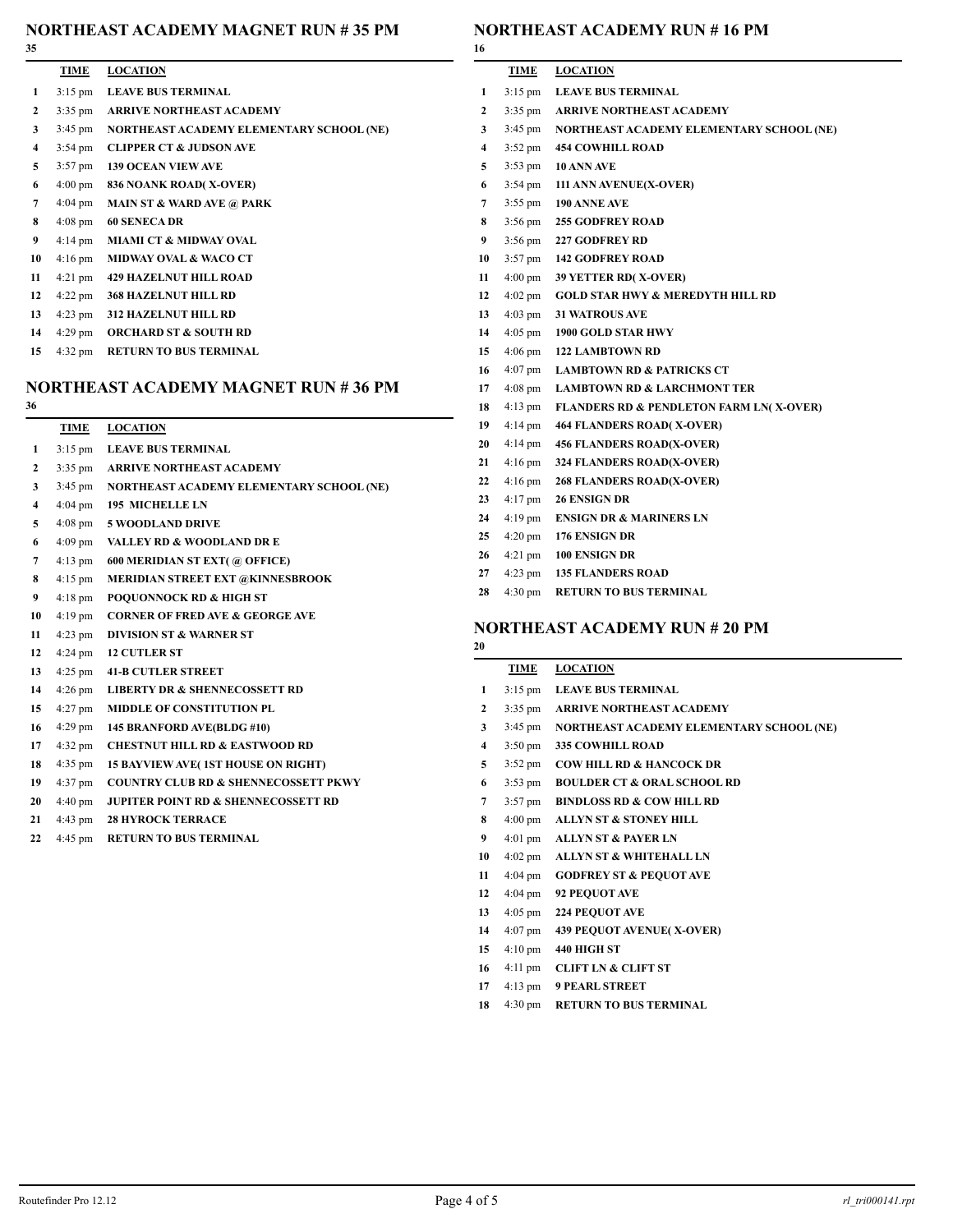## NORTHEAST ACADEMY MAGNET RUN # 35 PM

35

| | TIME | LOCATION |
|---|---|---|
| 1 | 3:15 pm | LEAVE BUS TERMINAL |
| 2 | 3:35 pm | ARRIVE NORTHEAST ACADEMY |
| 3 | 3:45 pm | NORTHEAST ACADEMY ELEMENTARY SCHOOL (NE) |
| 4 | 3:54 pm | CLIPPER CT & JUDSON AVE |
| 5 | 3:57 pm | 139 OCEAN VIEW AVE |
| 6 | 4:00 pm | 836 NOANK ROAD( X-OVER) |
| 7 | 4:04 pm | MAIN ST & WARD AVE @ PARK |
| 8 | 4:08 pm | 60 SENECA DR |
| 9 | 4:14 pm | MIAMI CT & MIDWAY OVAL |
| 10 | 4:16 pm | MIDWAY OVAL & WACO CT |
| 11 | 4:21 pm | 429 HAZELNUT HILL ROAD |
| 12 | 4:22 pm | 368 HAZELNUT HILL RD |
| 13 | 4:23 pm | 312 HAZELNUT HILL RD |
| 14 | 4:29 pm | ORCHARD ST & SOUTH RD |
| 15 | 4:32 pm | RETURN TO BUS TERMINAL |

## NORTHEAST ACADEMY MAGNET RUN # 36 PM

36

| | TIME | LOCATION |
|---|---|---|
| 1 | 3:15 pm | LEAVE BUS TERMINAL |
| 2 | 3:35 pm | ARRIVE NORTHEAST ACADEMY |
| 3 | 3:45 pm | NORTHEAST ACADEMY ELEMENTARY SCHOOL (NE) |
| 4 | 4:04 pm | 195 MICHELLE LN |
| 5 | 4:08 pm | 5 WOODLAND DRIVE |
| 6 | 4:09 pm | VALLEY RD & WOODLAND DR E |
| 7 | 4:13 pm | 600 MERIDIAN ST EXT( @ OFFICE) |
| 8 | 4:15 pm | MERIDIAN STREET EXT @KINNESBROOK |
| 9 | 4:18 pm | POQUONNOCK RD & HIGH ST |
| 10 | 4:19 pm | CORNER OF FRED AVE & GEORGE AVE |
| 11 | 4:23 pm | DIVISION ST & WARNER ST |
| 12 | 4:24 pm | 12 CUTLER ST |
| 13 | 4:25 pm | 41-B CUTLER STREET |
| 14 | 4:26 pm | LIBERTY DR & SHENNECOSSETT RD |
| 15 | 4:27 pm | MIDDLE OF CONSTITUTION PL |
| 16 | 4:29 pm | 145 BRANFORD AVE(BLDG #10) |
| 17 | 4:32 pm | CHESTNUT HILL RD & EASTWOOD RD |
| 18 | 4:35 pm | 15 BAYVIEW AVE( 1ST HOUSE ON RIGHT) |
| 19 | 4:37 pm | COUNTRY CLUB RD & SHENNECOSSETT PKWY |
| 20 | 4:40 pm | JUPITER POINT RD & SHENNECOSSETT RD |
| 21 | 4:43 pm | 28 HYROCK TERRACE |
| 22 | 4:45 pm | RETURN TO BUS TERMINAL |

## NORTHEAST ACADEMY RUN # 16 PM

16

| | TIME | LOCATION |
|---|---|---|
| 1 | 3:15 pm | LEAVE BUS TERMINAL |
| 2 | 3:35 pm | ARRIVE NORTHEAST ACADEMY |
| 3 | 3:45 pm | NORTHEAST ACADEMY ELEMENTARY SCHOOL (NE) |
| 4 | 3:52 pm | 454 COWHILL ROAD |
| 5 | 3:53 pm | 10 ANN AVE |
| 6 | 3:54 pm | 111 ANN AVENUE(X-OVER) |
| 7 | 3:55 pm | 190 ANNE AVE |
| 8 | 3:56 pm | 255 GODFREY ROAD |
| 9 | 3:56 pm | 227 GODFREY RD |
| 10 | 3:57 pm | 142 GODFREY ROAD |
| 11 | 4:00 pm | 39 YETTER RD( X-OVER) |
| 12 | 4:02 pm | GOLD STAR HWY & MEREDYTH HILL RD |
| 13 | 4:03 pm | 31 WATROUS AVE |
| 14 | 4:05 pm | 1900 GOLD STAR HWY |
| 15 | 4:06 pm | 122 LAMBTOWN RD |
| 16 | 4:07 pm | LAMBTOWN RD & PATRICKS CT |
| 17 | 4:08 pm | LAMBTOWN RD & LARCHMONT TER |
| 18 | 4:13 pm | FLANDERS RD & PENDLETON FARM LN( X-OVER) |
| 19 | 4:14 pm | 464 FLANDERS ROAD( X-OVER) |
| 20 | 4:14 pm | 456 FLANDERS ROAD(X-OVER) |
| 21 | 4:16 pm | 324 FLANDERS ROAD(X-OVER) |
| 22 | 4:16 pm | 268 FLANDERS ROAD(X-OVER) |
| 23 | 4:17 pm | 26 ENSIGN DR |
| 24 | 4:19 pm | ENSIGN DR & MARINERS LN |
| 25 | 4:20 pm | 176 ENSIGN DR |
| 26 | 4:21 pm | 100 ENSIGN DR |
| 27 | 4:23 pm | 135 FLANDERS ROAD |
| 28 | 4:30 pm | RETURN TO BUS TERMINAL |

## NORTHEAST ACADEMY RUN # 20 PM

20

| | TIME | LOCATION |
|---|---|---|
| 1 | 3:15 pm | LEAVE BUS TERMINAL |
| 2 | 3:35 pm | ARRIVE NORTHEAST ACADEMY |
| 3 | 3:45 pm | NORTHEAST ACADEMY ELEMENTARY SCHOOL (NE) |
| 4 | 3:50 pm | 335 COWHILL ROAD |
| 5 | 3:52 pm | COW HILL RD & HANCOCK DR |
| 6 | 3:53 pm | BOULDER CT & ORAL SCHOOL RD |
| 7 | 3:57 pm | BINDLOSS RD & COW HILL RD |
| 8 | 4:00 pm | ALLYN ST & STONEY HILL |
| 9 | 4:01 pm | ALLYN ST & PAYER LN |
| 10 | 4:02 pm | ALLYN ST & WHITEHALL LN |
| 11 | 4:04 pm | GODFREY ST & PEQUOT AVE |
| 12 | 4:04 pm | 92 PEQUOT AVE |
| 13 | 4:05 pm | 224 PEQUOT AVE |
| 14 | 4:07 pm | 439 PEQUOT AVENUE( X-OVER) |
| 15 | 4:10 pm | 440 HIGH ST |
| 16 | 4:11 pm | CLIFT LN & CLIFT ST |
| 17 | 4:13 pm | 9 PEARL STREET |
| 18 | 4:30 pm | RETURN TO BUS TERMINAL |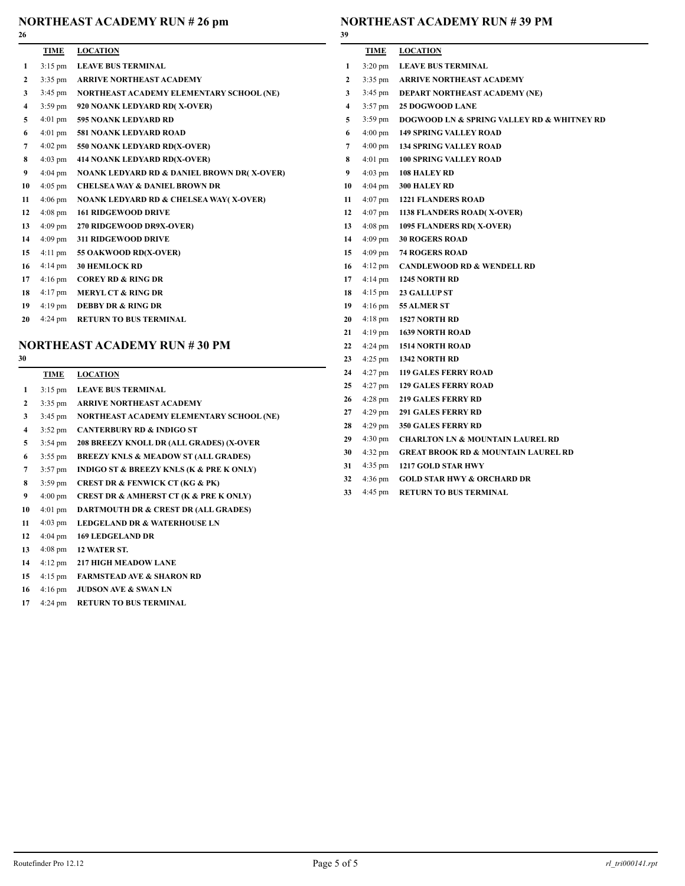## NORTHEAST ACADEMY RUN # 26 pm

26

| | TIME | LOCATION |
|---|---|---|
| 1 | 3:15 pm | LEAVE BUS TERMINAL |
| 2 | 3:35 pm | ARRIVE NORTHEAST ACADEMY |
| 3 | 3:45 pm | NORTHEAST ACADEMY ELEMENTARY SCHOOL (NE) |
| 4 | 3:59 pm | 920 NOANK LEDYARD RD( X-OVER) |
| 5 | 4:01 pm | 595 NOANK LEDYARD RD |
| 6 | 4:01 pm | 581 NOANK LEDYARD ROAD |
| 7 | 4:02 pm | 550 NOANK LEDYARD RD(X-OVER) |
| 8 | 4:03 pm | 414 NOANK LEDYARD RD(X-OVER) |
| 9 | 4:04 pm | NOANK LEDYARD RD & DANIEL BROWN DR( X-OVER) |
| 10 | 4:05 pm | CHELSEA WAY & DANIEL BROWN DR |
| 11 | 4:06 pm | NOANK LEDYARD RD & CHELSEA WAY( X-OVER) |
| 12 | 4:08 pm | 161 RIDGEWOOD DRIVE |
| 13 | 4:09 pm | 270 RIDGEWOOD DR9X-OVER) |
| 14 | 4:09 pm | 311 RIDGEWOOD DRIVE |
| 15 | 4:11 pm | 55 OAKWOOD RD(X-OVER) |
| 16 | 4:14 pm | 30 HEMLOCK RD |
| 17 | 4:16 pm | COREY RD & RING DR |
| 18 | 4:17 pm | MERYL CT & RING DR |
| 19 | 4:19 pm | DEBBY DR & RING DR |
| 20 | 4:24 pm | RETURN TO BUS TERMINAL |

## NORTHEAST ACADEMY RUN # 30 PM

30

| | TIME | LOCATION |
|---|---|---|
| 1 | 3:15 pm | LEAVE BUS TERMINAL |
| 2 | 3:35 pm | ARRIVE NORTHEAST ACADEMY |
| 3 | 3:45 pm | NORTHEAST ACADEMY ELEMENTARY SCHOOL (NE) |
| 4 | 3:52 pm | CANTERBURY RD & INDIGO ST |
| 5 | 3:54 pm | 208 BREEZY KNOLL DR (ALL GRADES) (X-OVER |
| 6 | 3:55 pm | BREEZY KNLS & MEADOW ST (ALL GRADES) |
| 7 | 3:57 pm | INDIGO ST & BREEZY KNLS (K & PRE K ONLY) |
| 8 | 3:59 pm | CREST DR & FENWICK CT (KG & PK) |
| 9 | 4:00 pm | CREST DR & AMHERST CT (K & PRE K ONLY) |
| 10 | 4:01 pm | DARTMOUTH DR & CREST DR (ALL GRADES) |
| 11 | 4:03 pm | LEDGELAND DR & WATERHOUSE LN |
| 12 | 4:04 pm | 169 LEDGELAND DR |
| 13 | 4:08 pm | 12 WATER ST. |
| 14 | 4:12 pm | 217 HIGH MEADOW LANE |
| 15 | 4:15 pm | FARMSTEAD AVE & SHARON RD |
| 16 | 4:16 pm | JUDSON AVE & SWAN LN |
| 17 | 4:24 pm | RETURN TO BUS TERMINAL |

## NORTHEAST ACADEMY RUN # 39 PM

39

| | TIME | LOCATION |
|---|---|---|
| 1 | 3:20 pm | LEAVE BUS TERMINAL |
| 2 | 3:35 pm | ARRIVE NORTHEAST ACADEMY |
| 3 | 3:45 pm | DEPART NORTHEAST ACADEMY (NE) |
| 4 | 3:57 pm | 25 DOGWOOD LANE |
| 5 | 3:59 pm | DOGWOOD LN & SPRING VALLEY RD & WHITNEY RD |
| 6 | 4:00 pm | 149 SPRING VALLEY ROAD |
| 7 | 4:00 pm | 134 SPRING VALLEY ROAD |
| 8 | 4:01 pm | 100 SPRING VALLEY ROAD |
| 9 | 4:03 pm | 108 HALEY RD |
| 10 | 4:04 pm | 300 HALEY RD |
| 11 | 4:07 pm | 1221 FLANDERS ROAD |
| 12 | 4:07 pm | 1138 FLANDERS ROAD( X-OVER) |
| 13 | 4:08 pm | 1095 FLANDERS RD( X-OVER) |
| 14 | 4:09 pm | 30 ROGERS ROAD |
| 15 | 4:09 pm | 74 ROGERS ROAD |
| 16 | 4:12 pm | CANDLEWOOD RD & WENDELL RD |
| 17 | 4:14 pm | 1245 NORTH RD |
| 18 | 4:15 pm | 23 GALLUP ST |
| 19 | 4:16 pm | 55 ALMER ST |
| 20 | 4:18 pm | 1527 NORTH RD |
| 21 | 4:19 pm | 1639 NORTH ROAD |
| 22 | 4:24 pm | 1514 NORTH ROAD |
| 23 | 4:25 pm | 1342 NORTH RD |
| 24 | 4:27 pm | 119 GALES FERRY ROAD |
| 25 | 4:27 pm | 129 GALES FERRY ROAD |
| 26 | 4:28 pm | 219 GALES FERRY RD |
| 27 | 4:29 pm | 291 GALES FERRY RD |
| 28 | 4:29 pm | 350 GALES FERRY RD |
| 29 | 4:30 pm | CHARLTON LN & MOUNTAIN LAUREL RD |
| 30 | 4:32 pm | GREAT BROOK RD & MOUNTAIN LAUREL RD |
| 31 | 4:35 pm | 1217 GOLD STAR HWY |
| 32 | 4:36 pm | GOLD STAR HWY & ORCHARD DR |
| 33 | 4:45 pm | RETURN TO BUS TERMINAL |